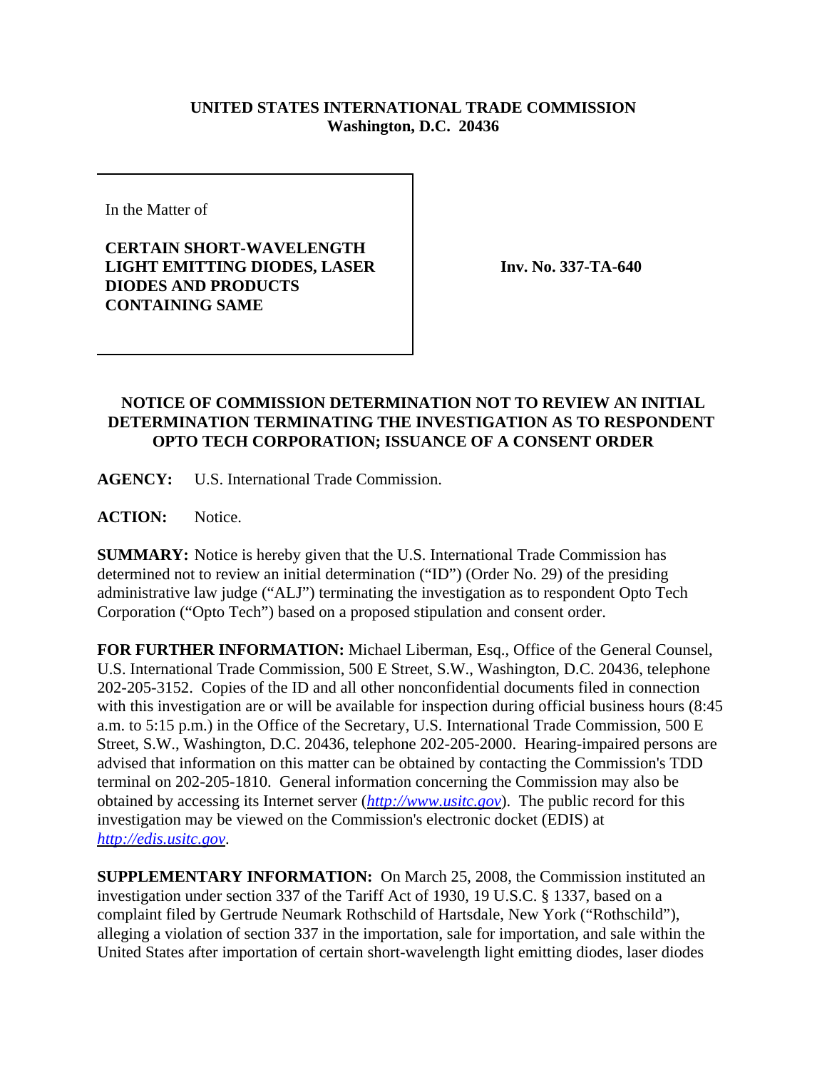**UNITED STATES INTERNATIONAL TRADE COMMISSION**
**Washington, D.C. 20436**

| In the Matter of<br><br>**CERTAIN SHORT-WAVELENGTH LIGHT EMITTING DIODES, LASER DIODES AND PRODUCTS CONTAINING SAME** | **Inv. No. 337-TA-640** |
|---|---|

**NOTICE OF COMMISSION DETERMINATION NOT TO REVIEW AN INITIAL DETERMINATION TERMINATING THE INVESTIGATION AS TO RESPONDENT OPTO TECH CORPORATION; ISSUANCE OF A CONSENT ORDER**

**AGENCY:** U.S. International Trade Commission.

**ACTION:** Notice.

**SUMMARY:** Notice is hereby given that the U.S. International Trade Commission has determined not to review an initial determination ("ID") (Order No. 29) of the presiding administrative law judge ("ALJ") terminating the investigation as to respondent Opto Tech Corporation ("Opto Tech") based on a proposed stipulation and consent order.

**FOR FURTHER INFORMATION:** Michael Liberman, Esq., Office of the General Counsel, U.S. International Trade Commission, 500 E Street, S.W., Washington, D.C. 20436, telephone 202-205-3152. Copies of the ID and all other nonconfidential documents filed in connection with this investigation are or will be available for inspection during official business hours (8:45 a.m. to 5:15 p.m.) in the Office of the Secretary, U.S. International Trade Commission, 500 E Street, S.W., Washington, D.C. 20436, telephone 202-205-2000. Hearing-impaired persons are advised that information on this matter can be obtained by contacting the Commission's TDD terminal on 202-205-1810. General information concerning the Commission may also be obtained by accessing its Internet server (*http://www.usitc.gov*). The public record for this investigation may be viewed on the Commission's electronic docket (EDIS) at *http://edis.usitc.gov*.

**SUPPLEMENTARY INFORMATION:** On March 25, 2008, the Commission instituted an investigation under section 337 of the Tariff Act of 1930, 19 U.S.C. § 1337, based on a complaint filed by Gertrude Neumark Rothschild of Hartsdale, New York ("Rothschild"), alleging a violation of section 337 in the importation, sale for importation, and sale within the United States after importation of certain short-wavelength light emitting diodes, laser diodes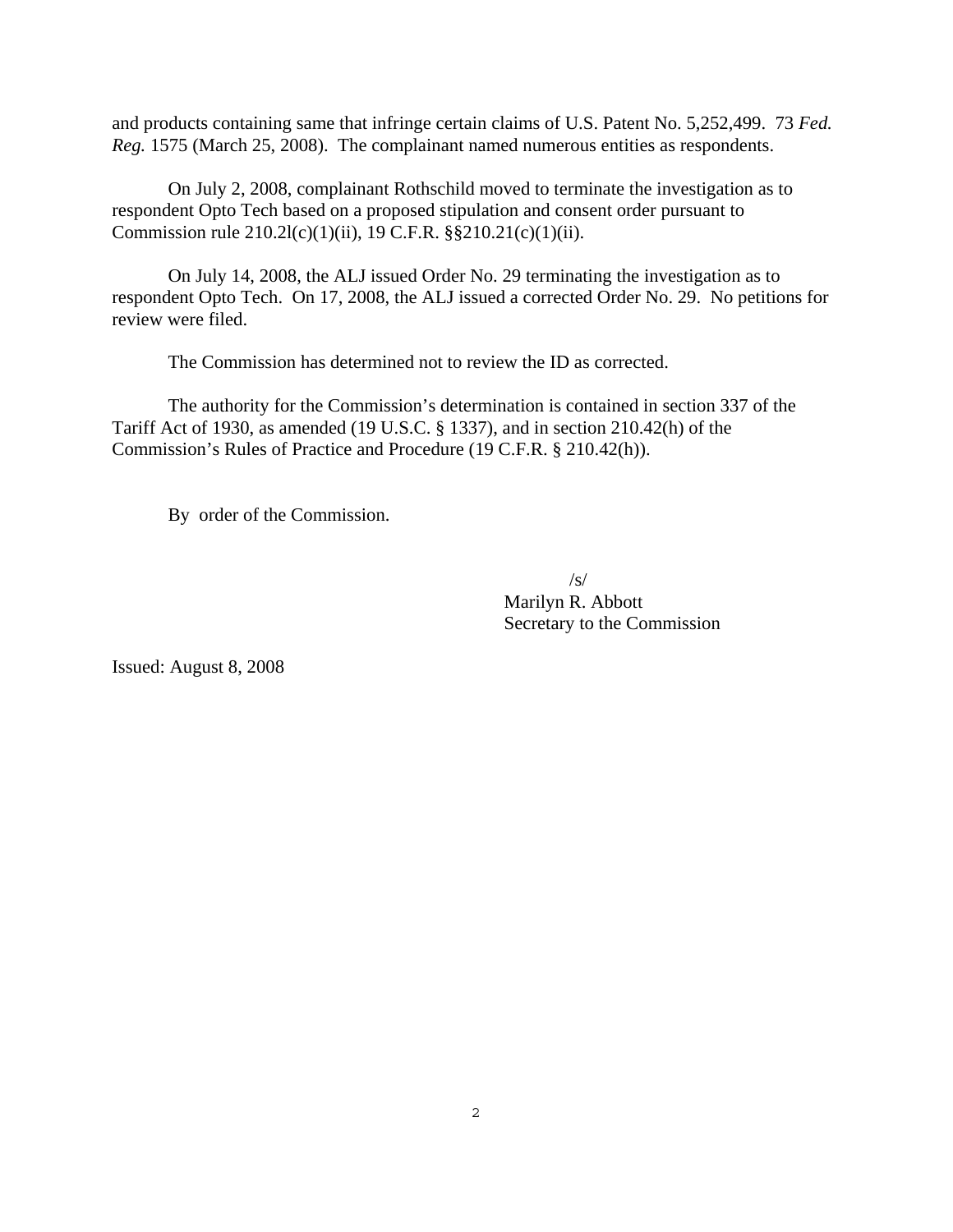and products containing same that infringe certain claims of U.S. Patent No. 5,252,499. 73 *Fed. Reg.* 1575 (March 25, 2008). The complainant named numerous entities as respondents.

On July 2, 2008, complainant Rothschild moved to terminate the investigation as to respondent Opto Tech based on a proposed stipulation and consent order pursuant to Commission rule 210.2l(c)(1)(ii), 19 C.F.R. §§210.21(c)(1)(ii).

On July 14, 2008, the ALJ issued Order No. 29 terminating the investigation as to respondent Opto Tech. On 17, 2008, the ALJ issued a corrected Order No. 29. No petitions for review were filed.

The Commission has determined not to review the ID as corrected.

The authority for the Commission's determination is contained in section 337 of the Tariff Act of 1930, as amended (19 U.S.C. § 1337), and in section 210.42(h) of the Commission's Rules of Practice and Procedure (19 C.F.R. § 210.42(h)).

By order of the Commission.

/s/
Marilyn R. Abbott
Secretary to the Commission

Issued: August 8, 2008